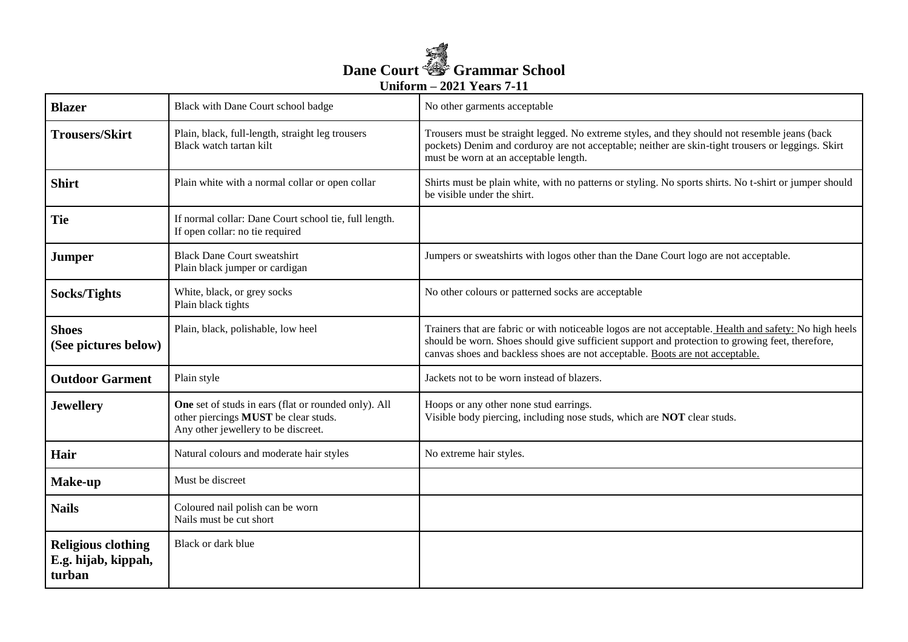# Dane Court Grammar School

## Uniform – 2021 Years 7-11

| | | |
|---|---|---|
| **Blazer** | Black with Dane Court school badge | No other garments acceptable |
| **Trousers/Skirt** | Plain, black, full-length, straight leg trousers<br>Black watch tartan kilt | Trousers must be straight legged. No extreme styles, and they should not resemble jeans (back pockets) Denim and corduroy are not acceptable; neither are skin-tight trousers or leggings. Skirt must be worn at an acceptable length. |
| **Shirt** | Plain white with a normal collar or open collar | Shirts must be plain white, with no patterns or styling. No sports shirts. No t-shirt or jumper should be visible under the shirt. |
| **Tie** | If normal collar: Dane Court school tie, full length.<br>If open collar: no tie required | |
| **Jumper** | Black Dane Court sweatshirt<br>Plain black jumper or cardigan | Jumpers or sweatshirts with logos other than the Dane Court logo are not acceptable. |
| **Socks/Tights** | White, black, or grey socks<br>Plain black tights | No other colours or patterned socks are acceptable |
| **Shoes (See pictures below)** | Plain, black, polishable, low heel | Trainers that are fabric or with noticeable logos are not acceptable. <u>Health and safety:</u> No high heels should be worn. Shoes should give sufficient support and protection to growing feet, therefore, canvas shoes and backless shoes are not acceptable. <u>Boots are not acceptable.</u> |
| **Outdoor Garment** | Plain style | Jackets not to be worn instead of blazers. |
| **Jewellery** | **One** set of studs in ears (flat or rounded only). All other piercings **MUST** be clear studs.<br>Any other jewellery to be discreet. | Hoops or any other none stud earrings.<br>Visible body piercing, including nose studs, which are **NOT** clear studs. |
| **Hair** | Natural colours and moderate hair styles | No extreme hair styles. |
| **Make-up** | Must be discreet | |
| **Nails** | Coloured nail polish can be worn<br>Nails must be cut short | |
| **Religious clothing E.g. hijab, kippah, turban** | Black or dark blue | |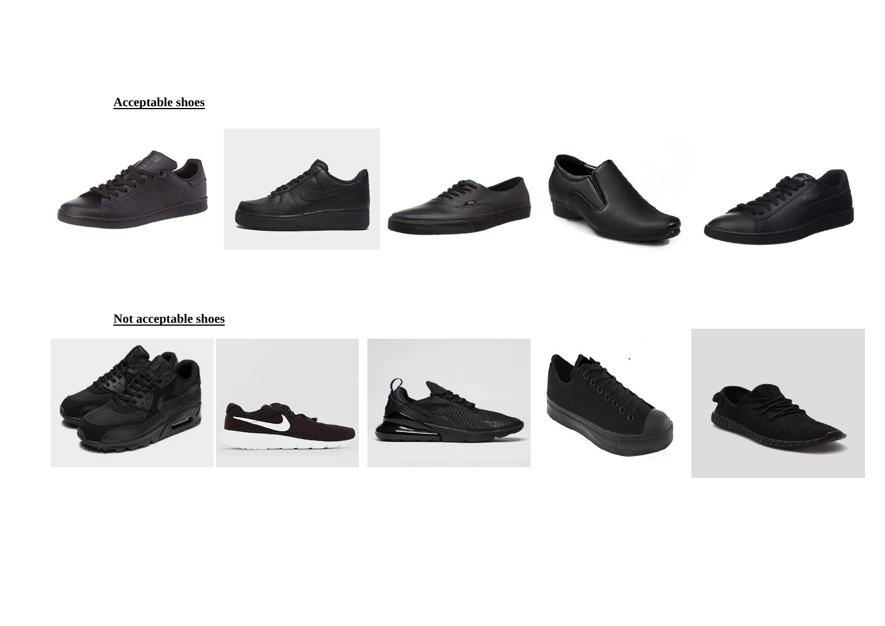**Acceptable shoes**

**Not acceptable shoes**